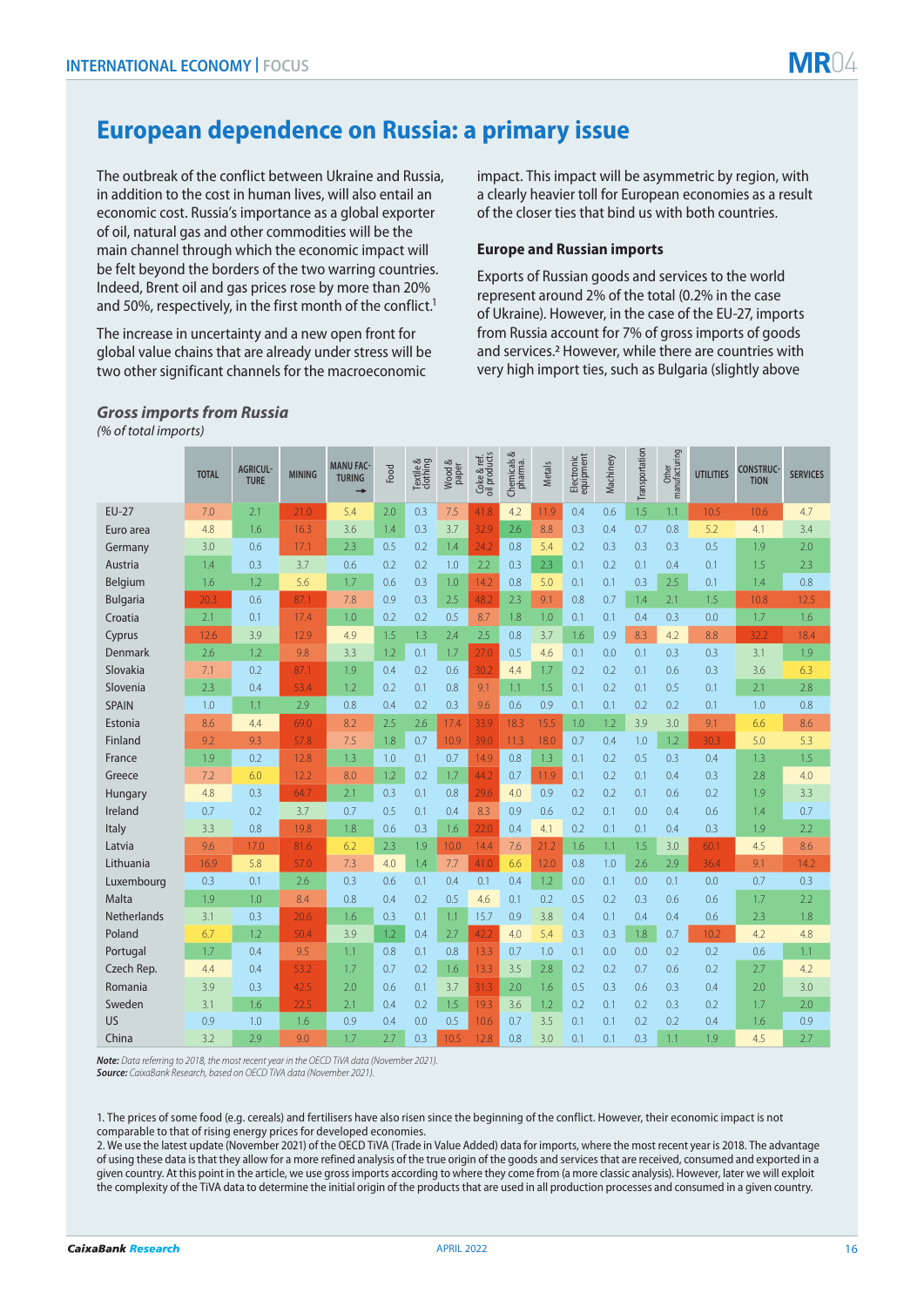## European dependence on Russia: a primary issue

The outbreak of the conflict between Ukraine and Russia, in addition to the cost in human lives, will also entail an economic cost. Russia's importance as a global exporter of oil, natural gas and other commodities will be the main channel through which the economic impact will be felt beyond the borders of the two warring countries. Indeed, Brent oil and gas prices rose by more than 20% and 50%, respectively, in the first month of the conflict.[1]

The increase in uncertainty and a new open front for global value chains that are already under stress will be two other significant channels for the macroeconomic impact. This impact will be asymmetric by region, with a clearly heavier toll for European economies as a result of the closer ties that bind us with both countries.

### Europe and Russian imports

Exports of Russian goods and services to the world represent around 2% of the total (0.2% in the case of Ukraine). However, in the case of the EU-27, imports from Russia account for 7% of gross imports of goods and services.[2] However, while there are countries with very high import ties, such as Bulgaria (slightly above

**_Gross imports from Russia_**
*(% of total imports)*

| | TOTAL | AGRICULTURE | MINING | MANUFACTURING → | Food | Textile & clothing | Wood & paper | Coke & ref. oil products | Chemicals & pharma. | Metals | Electronic equipment | Machinery | Transportation | Other manufacturing | UTILITIES | CONSTRUCTION | SERVICES |
|---|---|---|---|---|---|---|---|---|---|---|---|---|---|---|---|---|---|
| EU-27 | 7.0 | 2.1 | 21.0 | 5.4 | 2.0 | 0.3 | 7.5 | 41.8 | 4.2 | 11.9 | 0.4 | 0.6 | 1.5 | 1.1 | 10.5 | 10.6 | 4.7 |
| Euro area | 4.8 | 1.6 | 16.3 | 3.6 | 1.4 | 0.3 | 3.7 | 32.9 | 2.6 | 8.8 | 0.3 | 0.4 | 0.7 | 0.8 | 5.2 | 4.1 | 3.4 |
| Germany | 3.0 | 0.6 | 17.1 | 2.3 | 0.5 | 0.2 | 1.4 | 24.2 | 0.8 | 5.4 | 0.2 | 0.3 | 0.3 | 0.3 | 0.5 | 1.9 | 2.0 |
| Austria | 1.4 | 0.3 | 3.7 | 0.6 | 0.2 | 0.2 | 1.0 | 2.2 | 0.3 | 2.3 | 0.1 | 0.2 | 0.1 | 0.4 | 0.1 | 1.5 | 2.3 |
| Belgium | 1.6 | 1.2 | 5.6 | 1.7 | 0.6 | 0.3 | 1.0 | 14.2 | 0.8 | 5.0 | 0.1 | 0.1 | 0.3 | 2.5 | 0.1 | 1.4 | 0.8 |
| Bulgaria | 20.3 | 0.6 | 87.1 | 7.8 | 0.9 | 0.3 | 2.5 | 48.2 | 2.3 | 9.1 | 0.8 | 0.7 | 1.4 | 2.1 | 1.5 | 10.8 | 12.5 |
| Croatia | 2.1 | 0.1 | 17.4 | 1.0 | 0.2 | 0.2 | 0.5 | 8.7 | 1.8 | 1.0 | 0.1 | 0.1 | 0.4 | 0.3 | 0.0 | 1.7 | 1.6 |
| Cyprus | 12.6 | 3.9 | 12.9 | 4.9 | 1.5 | 1.3 | 2.4 | 2.5 | 0.8 | 3.7 | 1.6 | 0.9 | 8.3 | 4.2 | 8.8 | 32.2 | 18.4 |
| Denmark | 2.6 | 1.2 | 9.8 | 3.3 | 1.2 | 0.1 | 1.7 | 27.0 | 0.5 | 4.6 | 0.1 | 0.0 | 0.1 | 0.3 | 0.3 | 3.1 | 1.9 |
| Slovakia | 7.1 | 0.2 | 87.1 | 1.9 | 0.4 | 0.2 | 0.6 | 30.2 | 4.4 | 1.7 | 0.2 | 0.2 | 0.1 | 0.6 | 0.3 | 3.6 | 6.3 |
| Slovenia | 2.3 | 0.4 | 53.4 | 1.2 | 0.2 | 0.1 | 0.8 | 9.1 | 1.1 | 1.5 | 0.1 | 0.2 | 0.1 | 0.5 | 0.1 | 2.1 | 2.8 |
| SPAIN | 1.0 | 1.1 | 2.9 | 0.8 | 0.4 | 0.2 | 0.3 | 9.6 | 0.6 | 0.9 | 0.1 | 0.1 | 0.2 | 0.2 | 0.1 | 1.0 | 0.8 |
| Estonia | 8.6 | 4.4 | 69.0 | 8.2 | 2.5 | 2.6 | 17.4 | 33.9 | 18.3 | 15.5 | 1.0 | 1.2 | 3.9 | 3.0 | 9.1 | 6.6 | 8.6 |
| Finland | 9.2 | 9.3 | 57.8 | 7.5 | 1.8 | 0.7 | 10.9 | 39.0 | 11.3 | 18.0 | 0.7 | 0.4 | 1.0 | 1.2 | 30.3 | 5.0 | 5.3 |
| France | 1.9 | 0.2 | 12.8 | 1.3 | 1.0 | 0.1 | 0.7 | 14.9 | 0.8 | 1.3 | 0.1 | 0.2 | 0.5 | 0.3 | 0.4 | 1.3 | 1.5 |
| Greece | 7.2 | 6.0 | 12.2 | 8.0 | 1.2 | 0.2 | 1.7 | 44.2 | 0.7 | 11.9 | 0.1 | 0.2 | 0.1 | 0.4 | 0.3 | 2.8 | 4.0 |
| Hungary | 4.8 | 0.3 | 64.7 | 2.1 | 0.3 | 0.1 | 0.8 | 29.6 | 4.0 | 0.9 | 0.2 | 0.2 | 0.1 | 0.6 | 0.2 | 1.9 | 3.3 |
| Ireland | 0.7 | 0.2 | 3.7 | 0.7 | 0.5 | 0.1 | 0.4 | 8.3 | 0.9 | 0.6 | 0.2 | 0.1 | 0.0 | 0.4 | 0.6 | 1.4 | 0.7 |
| Italy | 3.3 | 0.8 | 19.8 | 1.8 | 0.6 | 0.3 | 1.6 | 22.0 | 0.4 | 4.1 | 0.2 | 0.1 | 0.1 | 0.4 | 0.3 | 1.9 | 2.2 |
| Latvia | 9.6 | 17.0 | 81.6 | 6.2 | 2.3 | 1.9 | 10.0 | 14.4 | 7.6 | 21.2 | 1.6 | 1.1 | 1.5 | 3.0 | 60.1 | 4.5 | 8.6 |
| Lithuania | 16.9 | 5.8 | 57.0 | 7.3 | 4.0 | 1.4 | 7.7 | 41.0 | 6.6 | 12.0 | 0.8 | 1.0 | 2.6 | 2.9 | 36.4 | 9.1 | 14.2 |
| Luxembourg | 0.3 | 0.1 | 2.6 | 0.3 | 0.6 | 0.1 | 0.4 | 0.1 | 0.4 | 1.2 | 0.0 | 0.1 | 0.0 | 0.1 | 0.0 | 0.7 | 0.3 |
| Malta | 1.9 | 1.0 | 8.4 | 0.8 | 0.4 | 0.2 | 0.5 | 4.6 | 0.1 | 0.2 | 0.5 | 0.2 | 0.3 | 0.6 | 0.6 | 1.7 | 2.2 |
| Netherlands | 3.1 | 0.3 | 20.6 | 1.6 | 0.3 | 0.1 | 1.1 | 15.7 | 0.9 | 3.8 | 0.4 | 0.1 | 0.4 | 0.4 | 0.6 | 2.3 | 1.8 |
| Poland | 6.7 | 1.2 | 50.4 | 3.9 | 1.2 | 0.4 | 2.7 | 42.2 | 4.0 | 5.4 | 0.3 | 0.3 | 1.8 | 0.7 | 10.2 | 4.2 | 4.8 |
| Portugal | 1.7 | 0.4 | 9.5 | 1.1 | 0.8 | 0.1 | 0.8 | 13.3 | 0.7 | 1.0 | 0.1 | 0.0 | 0.0 | 0.2 | 0.2 | 0.6 | 1.1 |
| Czech Rep. | 4.4 | 0.4 | 53.2 | 1.7 | 0.7 | 0.2 | 1.6 | 13.3 | 3.5 | 2.8 | 0.2 | 0.2 | 0.7 | 0.6 | 0.2 | 2.7 | 4.2 |
| Romania | 3.9 | 0.3 | 42.5 | 2.0 | 0.6 | 0.1 | 3.7 | 31.3 | 2.0 | 1.6 | 0.5 | 0.3 | 0.6 | 0.3 | 0.4 | 2.0 | 3.0 |
| Sweden | 3.1 | 1.6 | 22.5 | 2.1 | 0.4 | 0.2 | 1.5 | 19.3 | 3.6 | 1.2 | 0.2 | 0.1 | 0.2 | 0.3 | 0.2 | 1.7 | 2.0 |
| US | 0.9 | 1.0 | 1.6 | 0.9 | 0.4 | 0.0 | 0.5 | 10.6 | 0.7 | 3.5 | 0.1 | 0.1 | 0.2 | 0.2 | 0.4 | 1.6 | 0.9 |
| China | 3.2 | 2.9 | 9.0 | 1.7 | 2.7 | 0.3 | 10.5 | 12.8 | 0.8 | 3.0 | 0.1 | 0.1 | 0.3 | 1.1 | 1.9 | 4.5 | 2.7 |

***Note:*** *Data referring to 2018, the most recent year in the OECD TiVA data (November 2021).*
***Source:*** *CaixaBank Research, based on OECD TiVA data (November 2021).*

1. The prices of some food (e.g. cereals) and fertilisers have also risen since the beginning of the conflict. However, their economic impact is not comparable to that of rising energy prices for developed economies.
2. We use the latest update (November 2021) of the OECD TiVA (Trade in Value Added) data for imports, where the most recent year is 2018. The advantage of using these data is that they allow for a more refined analysis of the true origin of the goods and services that are received, consumed and exported in a given country. At this point in the article, we use gross imports according to where they come from (a more classic analysis). However, later we will exploit the complexity of the TiVA data to determine the initial origin of the products that are used in all production processes and consumed in a given country.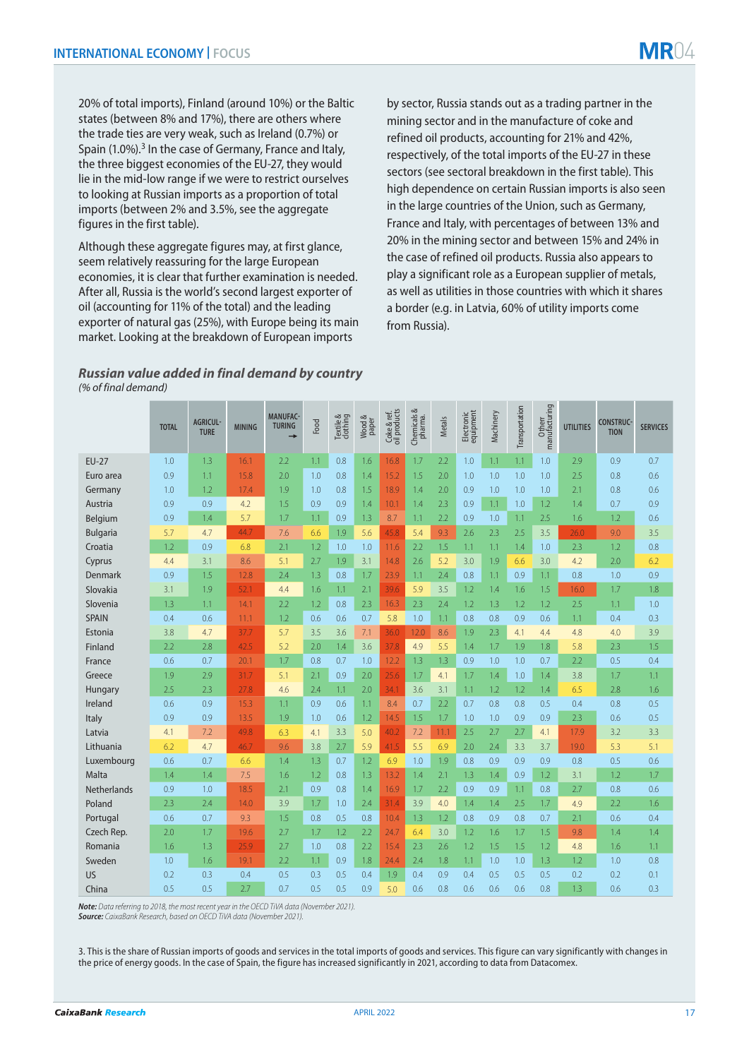20% of total imports), Finland (around 10%) or the Baltic states (between 8% and 17%), there are others where the trade ties are very weak, such as Ireland (0.7%) or Spain (1.0%).[3] In the case of Germany, France and Italy, the three biggest economies of the EU-27, they would lie in the mid-low range if we were to restrict ourselves to looking at Russian imports as a proportion of total imports (between 2% and 3.5%, see the aggregate figures in the first table).

Although these aggregate figures may, at first glance, seem relatively reassuring for the large European economies, it is clear that further examination is needed. After all, Russia is the world's second largest exporter of oil (accounting for 11% of the total) and the leading exporter of natural gas (25%), with Europe being its main market. Looking at the breakdown of European imports by sector, Russia stands out as a trading partner in the mining sector and in the manufacture of coke and refined oil products, accounting for 21% and 42%, respectively, of the total imports of the EU-27 in these sectors (see sectoral breakdown in the first table). This high dependence on certain Russian imports is also seen in the large countries of the Union, such as Germany, France and Italy, with percentages of between 13% and 20% in the mining sector and between 15% and 24% in the case of refined oil products. Russia also appears to play a significant role as a European supplier of metals, as well as utilities in those countries with which it shares a border (e.g. in Latvia, 60% of utility imports come from Russia).

***Russian value added in final demand by country***

*(% of final demand)*

| | TOTAL | AGRICULTURE | MINING | MANUFACTURING → | Food | Textile & clothing | Wood & paper | Coke & ref. oil products | Chemicals & pharma. | Metals | Electronic equipment | Machinery | Transportation | Other manufacturing | UTILITIES | CONSTRUCTION | SERVICES |
|---|---|---|---|---|---|---|---|---|---|---|---|---|---|---|---|---|---|
| EU-27 | 1.0 | 1.3 | 16.1 | 2.2 | 1.1 | 0.8 | 1.6 | 16.8 | 1.7 | 2.2 | 1.0 | 1.1 | 1.1 | 1.0 | 2.9 | 0.9 | 0.7 |
| Euro area | 0.9 | 1.1 | 15.8 | 2.0 | 1.0 | 0.8 | 1.4 | 15.2 | 1.5 | 2.0 | 1.0 | 1.0 | 1.0 | 1.0 | 2.5 | 0.8 | 0.6 |
| Germany | 1.0 | 1.2 | 17.4 | 1.9 | 1.0 | 0.8 | 1.5 | 18.9 | 1.4 | 2.0 | 0.9 | 1.0 | 1.0 | 1.0 | 2.1 | 0.8 | 0.6 |
| Austria | 0.9 | 0.9 | 4.2 | 1.5 | 0.9 | 0.9 | 1.4 | 10.1 | 1.4 | 2.3 | 0.9 | 1.1 | 1.0 | 1.2 | 1.4 | 0.7 | 0.9 |
| Belgium | 0.9 | 1.4 | 5.7 | 1.7 | 1.1 | 0.9 | 1.3 | 8.7 | 1.1 | 2.2 | 0.9 | 1.0 | 1.1 | 2.5 | 1.6 | 1.2 | 0.6 |
| Bulgaria | 5.7 | 4.7 | 44.7 | 7.6 | 6.6 | 1.9 | 5.6 | 45.8 | 5.4 | 9.3 | 2.6 | 2.3 | 2.5 | 3.5 | 26.0 | 9.0 | 3.5 |
| Croatia | 1.2 | 0.9 | 6.8 | 2.1 | 1.2 | 1.0 | 1.0 | 11.6 | 2.2 | 1.5 | 1.1 | 1.1 | 1.4 | 1.0 | 2.3 | 1.2 | 0.8 |
| Cyprus | 4.4 | 3.1 | 8.6 | 5.1 | 2.7 | 1.9 | 3.1 | 14.8 | 2.6 | 5.2 | 3.0 | 1.9 | 6.6 | 3.0 | 4.2 | 2.0 | 6.2 |
| Denmark | 0.9 | 1.5 | 12.8 | 2.4 | 1.3 | 0.8 | 1.7 | 23.9 | 1.1 | 2.4 | 0.8 | 1.1 | 0.9 | 1.1 | 0.8 | 1.0 | 0.9 |
| Slovakia | 3.1 | 1.9 | 52.1 | 4.4 | 1.6 | 1.1 | 2.1 | 39.6 | 5.9 | 3.5 | 1.2 | 1.4 | 1.6 | 1.5 | 16.0 | 1.7 | 1.8 |
| Slovenia | 1.3 | 1.1 | 14.1 | 2.2 | 1.2 | 0.8 | 2.3 | 16.3 | 2.3 | 2.4 | 1.2 | 1.3 | 1.2 | 1.2 | 2.5 | 1.1 | 1.0 |
| SPAIN | 0.4 | 0.6 | 11.1 | 1.2 | 0.6 | 0.6 | 0.7 | 5.8 | 1.0 | 1.1 | 0.8 | 0.8 | 0.9 | 0.6 | 1.1 | 0.4 | 0.3 |
| Estonia | 3.8 | 4.7 | 37.7 | 5.7 | 3.5 | 3.6 | 7.1 | 36.0 | 12.0 | 8.6 | 1.9 | 2.3 | 4.1 | 4.4 | 4.8 | 4.0 | 3.9 |
| Finland | 2.2 | 2.8 | 42.5 | 5.2 | 2.0 | 1.4 | 3.6 | 37.8 | 4.9 | 5.5 | 1.4 | 1.7 | 1.9 | 1.8 | 5.8 | 2.3 | 1.5 |
| France | 0.6 | 0.7 | 20.1 | 1.7 | 0.8 | 0.7 | 1.0 | 12.2 | 1.3 | 1.3 | 0.9 | 1.0 | 1.0 | 0.7 | 2.2 | 0.5 | 0.4 |
| Greece | 1.9 | 2.9 | 31.7 | 5.1 | 2.1 | 0.9 | 2.0 | 25.6 | 1.7 | 4.1 | 1.7 | 1.4 | 1.0 | 1.4 | 3.8 | 1.7 | 1.1 |
| Hungary | 2.5 | 2.3 | 27.8 | 4.6 | 2.4 | 1.1 | 2.0 | 34.1 | 3.6 | 3.1 | 1.1 | 1.2 | 1.2 | 1.4 | 6.5 | 2.8 | 1.6 |
| Ireland | 0.6 | 0.9 | 15.3 | 1.1 | 0.9 | 0.6 | 1.1 | 8.4 | 0.7 | 2.2 | 0.7 | 0.8 | 0.8 | 0.5 | 0.4 | 0.8 | 0.5 |
| Italy | 0.9 | 0.9 | 13.5 | 1.9 | 1.0 | 0.6 | 1.2 | 14.5 | 1.5 | 1.7 | 1.0 | 1.0 | 0.9 | 0.9 | 2.3 | 0.6 | 0.5 |
| Latvia | 4.1 | 7.2 | 49.8 | 6.3 | 4.1 | 3.3 | 5.0 | 40.2 | 7.2 | 11.1 | 2.5 | 2.7 | 2.7 | 4.1 | 17.9 | 3.2 | 3.3 |
| Lithuania | 6.2 | 4.7 | 46.7 | 9.6 | 3.8 | 2.7 | 5.9 | 41.5 | 5.5 | 6.9 | 2.0 | 2.4 | 3.3 | 3.7 | 19.0 | 5.3 | 5.1 |
| Luxembourg | 0.6 | 0.7 | 6.6 | 1.4 | 1.3 | 0.7 | 1.2 | 6.9 | 1.0 | 1.9 | 0.8 | 0.9 | 0.9 | 0.9 | 0.8 | 0.5 | 0.6 |
| Malta | 1.4 | 1.4 | 7.5 | 1.6 | 1.2 | 0.8 | 1.3 | 13.2 | 1.4 | 2.1 | 1.3 | 1.4 | 0.9 | 1.2 | 3.1 | 1.2 | 1.7 |
| Netherlands | 0.9 | 1.0 | 18.5 | 2.1 | 0.9 | 0.8 | 1.4 | 16.9 | 1.7 | 2.2 | 0.9 | 0.9 | 1.1 | 0.8 | 2.7 | 0.8 | 0.6 |
| Poland | 2.3 | 2.4 | 14.0 | 3.9 | 1.7 | 1.0 | 2.4 | 31.4 | 3.9 | 4.0 | 1.4 | 1.4 | 2.5 | 1.7 | 4.9 | 2.2 | 1.6 |
| Portugal | 0.6 | 0.7 | 9.3 | 1.5 | 0.8 | 0.5 | 0.8 | 10.4 | 1.3 | 1.2 | 0.8 | 0.9 | 0.8 | 0.7 | 2.1 | 0.6 | 0.4 |
| Czech Rep. | 2.0 | 1.7 | 19.6 | 2.7 | 1.7 | 1.2 | 2.2 | 24.7 | 6.4 | 3.0 | 1.2 | 1.6 | 1.7 | 1.5 | 9.8 | 1.4 | 1.4 |
| Romania | 1.6 | 1.3 | 25.9 | 2.7 | 1.0 | 0.8 | 2.2 | 15.4 | 2.3 | 2.6 | 1.2 | 1.5 | 1.5 | 1.2 | 4.8 | 1.6 | 1.1 |
| Sweden | 1.0 | 1.6 | 19.1 | 2.2 | 1.1 | 0.9 | 1.8 | 24.4 | 2.4 | 1.8 | 1.1 | 1.0 | 1.0 | 1.3 | 1.2 | 1.0 | 0.8 |
| US | 0.2 | 0.3 | 0.4 | 0.5 | 0.3 | 0.5 | 0.4 | 1.9 | 0.4 | 0.9 | 0.4 | 0.5 | 0.5 | 0.5 | 0.2 | 0.2 | 0.1 |
| China | 0.5 | 0.5 | 2.7 | 0.7 | 0.5 | 0.5 | 0.9 | 5.0 | 0.6 | 0.8 | 0.6 | 0.6 | 0.6 | 0.8 | 1.3 | 0.6 | 0.3 |

***Note:*** *Data referring to 2018, the most recent year in the OECD TiVA data (November 2021).*
***Source:*** *CaixaBank Research, based on OECD TiVA data (November 2021).*

3. This is the share of Russian imports of goods and services in the total imports of goods and services. This figure can vary significantly with changes in the price of energy goods. In the case of Spain, the figure has increased significantly in 2021, according to data from Datacomex.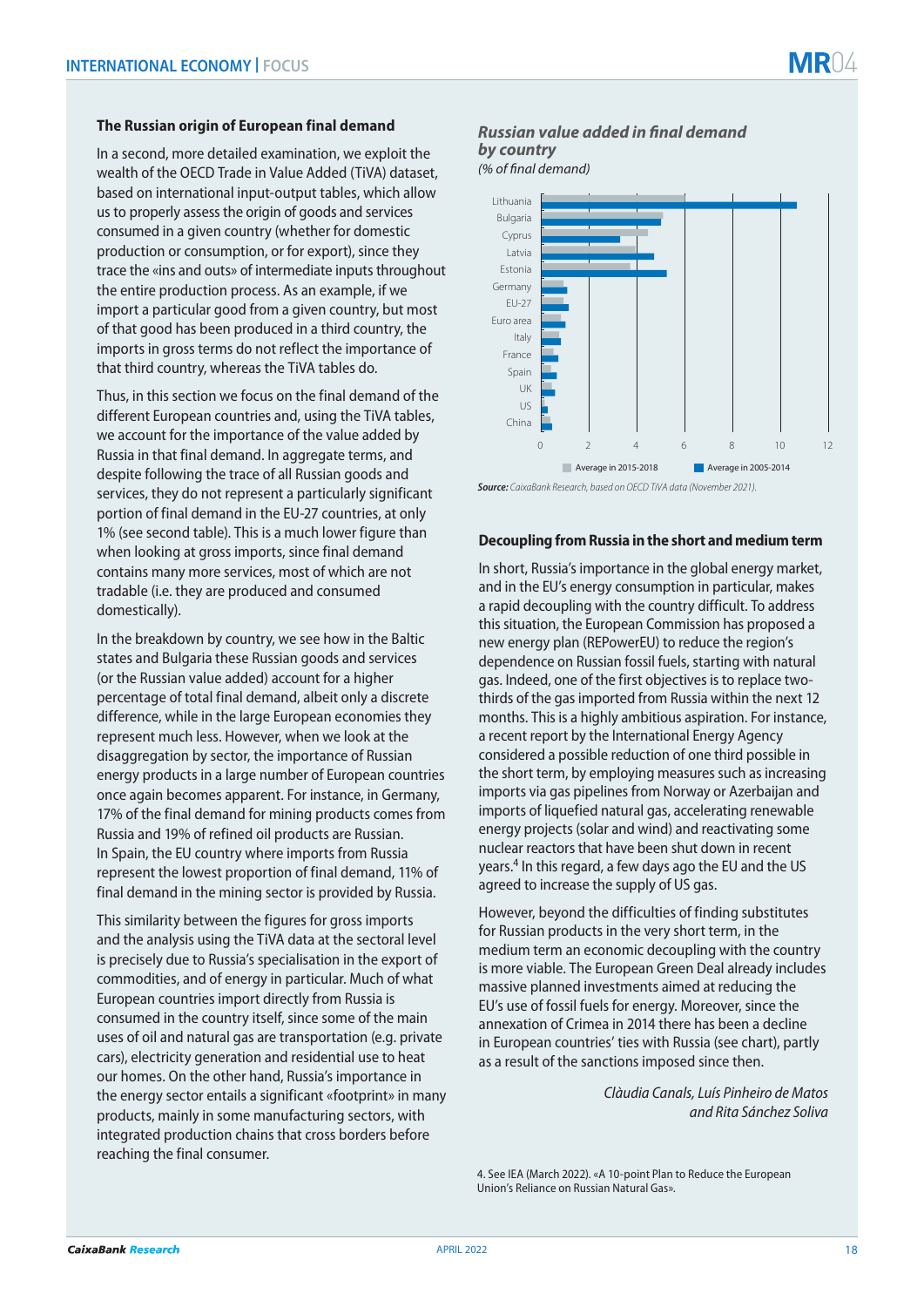### The Russian origin of European final demand

In a second, more detailed examination, we exploit the wealth of the OECD Trade in Value Added (TiVA) dataset, based on international input-output tables, which allow us to properly assess the origin of goods and services consumed in a given country (whether for domestic production or consumption, or for export), since they trace the «ins and outs» of intermediate inputs throughout the entire production process. As an example, if we import a particular good from a given country, but most of that good has been produced in a third country, the imports in gross terms do not reflect the importance of that third country, whereas the TiVA tables do.

Thus, in this section we focus on the final demand of the different European countries and, using the TiVA tables, we account for the importance of the value added by Russia in that final demand. In aggregate terms, and despite following the trace of all Russian goods and services, they do not represent a particularly significant portion of final demand in the EU-27 countries, at only 1% (see second table). This is a much lower figure than when looking at gross imports, since final demand contains many more services, most of which are not tradable (i.e. they are produced and consumed domestically).

In the breakdown by country, we see how in the Baltic states and Bulgaria these Russian goods and services (or the Russian value added) account for a higher percentage of total final demand, albeit only a discrete difference, while in the large European economies they represent much less. However, when we look at the disaggregation by sector, the importance of Russian energy products in a large number of European countries once again becomes apparent. For instance, in Germany, 17% of the final demand for mining products comes from Russia and 19% of refined oil products are Russian. In Spain, the EU country where imports from Russia represent the lowest proportion of final demand, 11% of final demand in the mining sector is provided by Russia.

This similarity between the figures for gross imports and the analysis using the TiVA data at the sectoral level is precisely due to Russia's specialisation in the export of commodities, and of energy in particular. Much of what European countries import directly from Russia is consumed in the country itself, since some of the main uses of oil and natural gas are transportation (e.g. private cars), electricity generation and residential use to heat our homes. On the other hand, Russia's importance in the energy sector entails a significant «footprint» in many products, mainly in some manufacturing sectors, with integrated production chains that cross borders before reaching the final consumer.

***Russian value added in final demand by country***
*(% of final demand)*

Lithuania
Bulgaria
Cyprus
Latvia
Estonia
Germany
EU-27
Euro area
Italy
France
Spain
UK
US
China

0 2 4 6 8 10 12

Average in 2015-2018 | Average in 2005-2014

***Source:*** *CaixaBank Research, based on OECD TiVA data (November 2021).*

### Decoupling from Russia in the short and medium term

In short, Russia's importance in the global energy market, and in the EU's energy consumption in particular, makes a rapid decoupling with the country difficult. To address this situation, the European Commission has proposed a new energy plan (REPowerEU) to reduce the region's dependence on Russian fossil fuels, starting with natural gas. Indeed, one of the first objectives is to replace two-thirds of the gas imported from Russia within the next 12 months. This is a highly ambitious aspiration. For instance, a recent report by the International Energy Agency considered a possible reduction of one third possible in the short term, by employing measures such as increasing imports via gas pipelines from Norway or Azerbaijan and imports of liquefied natural gas, accelerating renewable energy projects (solar and wind) and reactivating some nuclear reactors that have been shut down in recent years.[4] In this regard, a few days ago the EU and the US agreed to increase the supply of US gas.

However, beyond the difficulties of finding substitutes for Russian products in the very short term, in the medium term an economic decoupling with the country is more viable. The European Green Deal already includes massive planned investments aimed at reducing the EU's use of fossil fuels for energy. Moreover, since the annexation of Crimea in 2014 there has been a decline in European countries' ties with Russia (see chart), partly as a result of the sanctions imposed since then.

*Clàudia Canals, Luís Pinheiro de Matos and Rita Sánchez Soliva*

4. See IEA (March 2022). «A 10-point Plan to Reduce the European Union's Reliance on Russian Natural Gas».